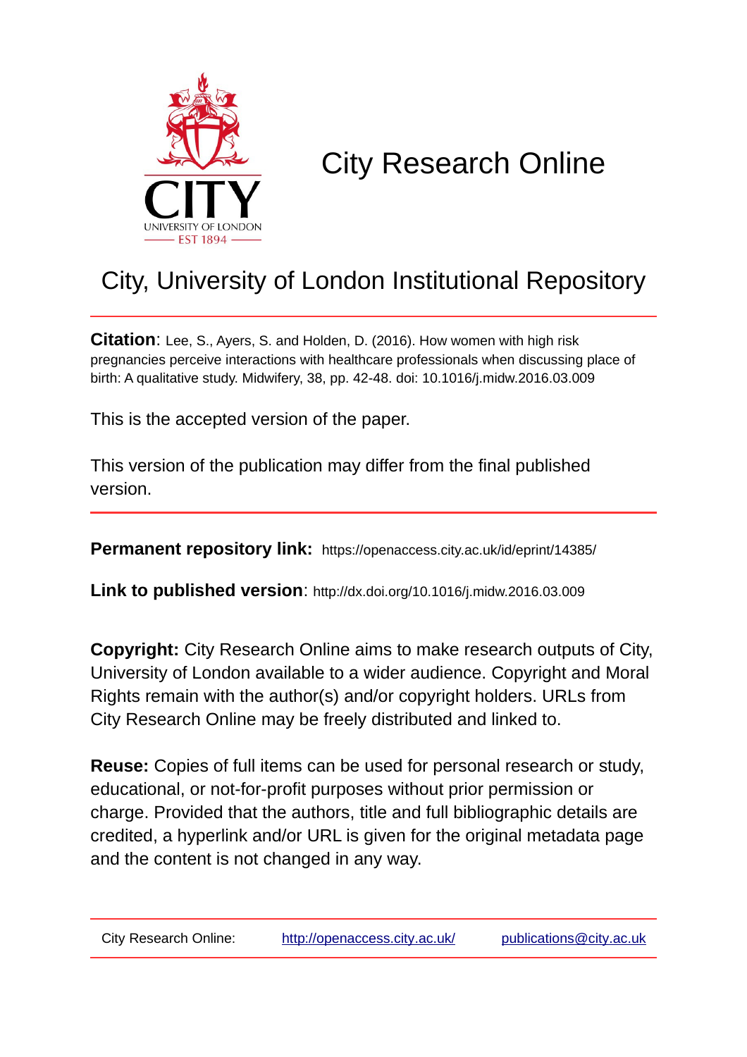# City Research Online

## City, University of London Institutional Repository

**Citation**: Lee, S., Ayers, S. and Holden, D. (2016). How women with high risk pregnancies perceive interactions with healthcare professionals when discussing place of birth: A qualitative study. Midwifery, 38, pp. 42-48. doi: 10.1016/j.midw.2016.03.009

This is the accepted version of the paper.

This version of the publication may differ from the final published version.

**Permanent repository link:** https://openaccess.city.ac.uk/id/eprint/14385/

**Link to published version**: http://dx.doi.org/10.1016/j.midw.2016.03.009

**Copyright:** City Research Online aims to make research outputs of City, University of London available to a wider audience. Copyright and Moral Rights remain with the author(s) and/or copyright holders. URLs from City Research Online may be freely distributed and linked to.

**Reuse:** Copies of full items can be used for personal research or study, educational, or not-for-profit purposes without prior permission or charge. Provided that the authors, title and full bibliographic details are credited, a hyperlink and/or URL is given for the original metadata page and the content is not changed in any way.

City Research Online: http://openaccess.city.ac.uk/ publications@city.ac.uk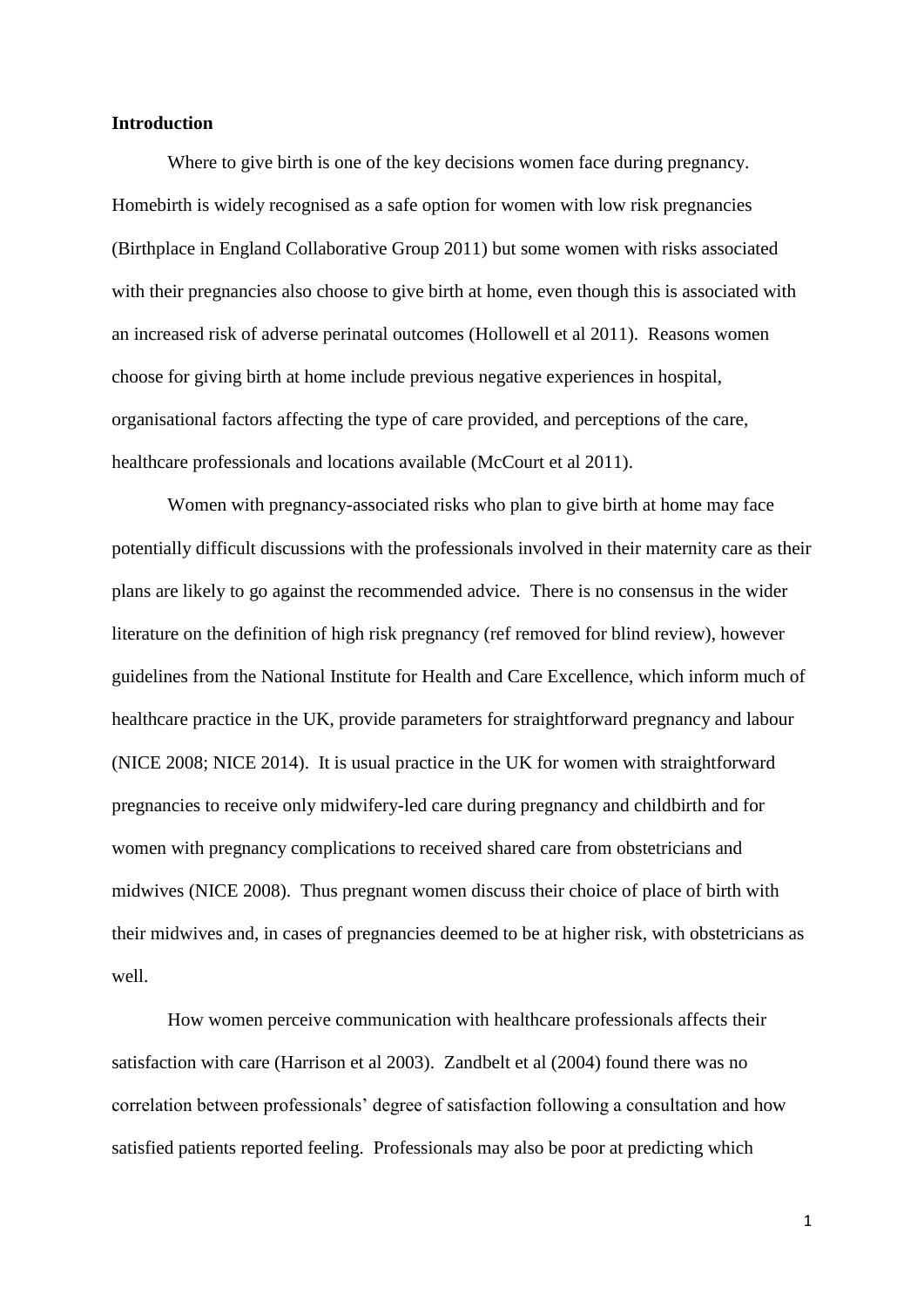## Introduction

Where to give birth is one of the key decisions women face during pregnancy. Homebirth is widely recognised as a safe option for women with low risk pregnancies (Birthplace in England Collaborative Group 2011) but some women with risks associated with their pregnancies also choose to give birth at home, even though this is associated with an increased risk of adverse perinatal outcomes (Hollowell et al 2011). Reasons women choose for giving birth at home include previous negative experiences in hospital, organisational factors affecting the type of care provided, and perceptions of the care, healthcare professionals and locations available (McCourt et al 2011).

Women with pregnancy-associated risks who plan to give birth at home may face potentially difficult discussions with the professionals involved in their maternity care as their plans are likely to go against the recommended advice. There is no consensus in the wider literature on the definition of high risk pregnancy (ref removed for blind review), however guidelines from the National Institute for Health and Care Excellence, which inform much of healthcare practice in the UK, provide parameters for straightforward pregnancy and labour (NICE 2008; NICE 2014). It is usual practice in the UK for women with straightforward pregnancies to receive only midwifery-led care during pregnancy and childbirth and for women with pregnancy complications to received shared care from obstetricians and midwives (NICE 2008). Thus pregnant women discuss their choice of place of birth with their midwives and, in cases of pregnancies deemed to be at higher risk, with obstetricians as well.

How women perceive communication with healthcare professionals affects their satisfaction with care (Harrison et al 2003). Zandbelt et al (2004) found there was no correlation between professionals' degree of satisfaction following a consultation and how satisfied patients reported feeling. Professionals may also be poor at predicting which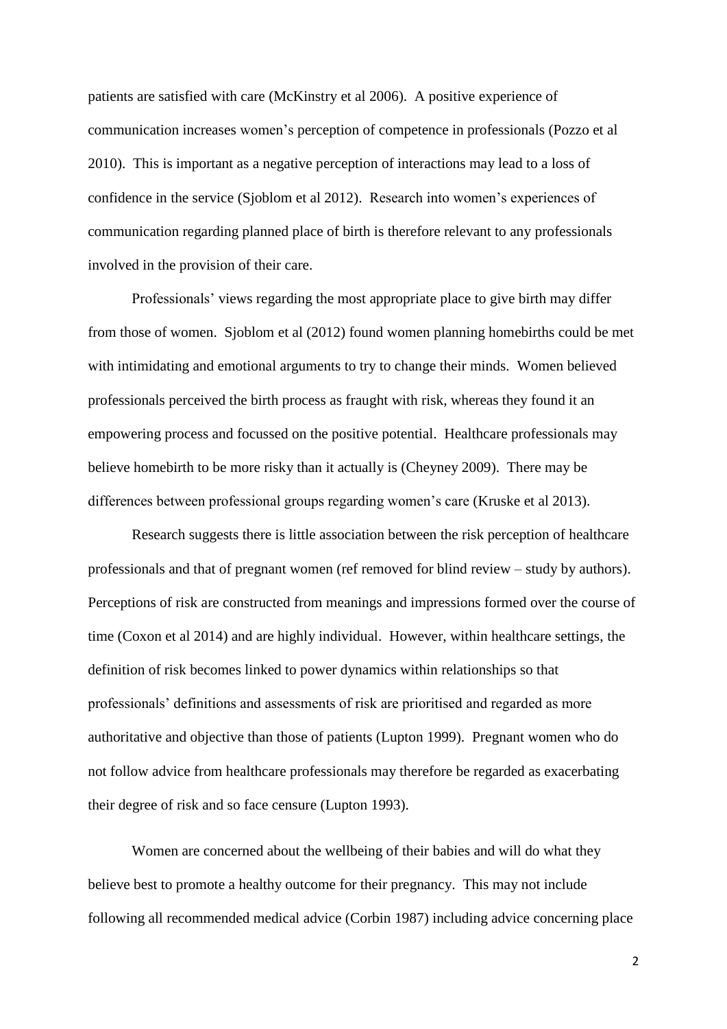patients are satisfied with care (McKinstry et al 2006). A positive experience of communication increases women's perception of competence in professionals (Pozzo et al 2010). This is important as a negative perception of interactions may lead to a loss of confidence in the service (Sjoblom et al 2012). Research into women's experiences of communication regarding planned place of birth is therefore relevant to any professionals involved in the provision of their care.

Professionals' views regarding the most appropriate place to give birth may differ from those of women. Sjoblom et al (2012) found women planning homebirths could be met with intimidating and emotional arguments to try to change their minds. Women believed professionals perceived the birth process as fraught with risk, whereas they found it an empowering process and focussed on the positive potential. Healthcare professionals may believe homebirth to be more risky than it actually is (Cheyney 2009). There may be differences between professional groups regarding women's care (Kruske et al 2013).

Research suggests there is little association between the risk perception of healthcare professionals and that of pregnant women (ref removed for blind review – study by authors). Perceptions of risk are constructed from meanings and impressions formed over the course of time (Coxon et al 2014) and are highly individual. However, within healthcare settings, the definition of risk becomes linked to power dynamics within relationships so that professionals' definitions and assessments of risk are prioritised and regarded as more authoritative and objective than those of patients (Lupton 1999). Pregnant women who do not follow advice from healthcare professionals may therefore be regarded as exacerbating their degree of risk and so face censure (Lupton 1993).

Women are concerned about the wellbeing of their babies and will do what they believe best to promote a healthy outcome for their pregnancy. This may not include following all recommended medical advice (Corbin 1987) including advice concerning place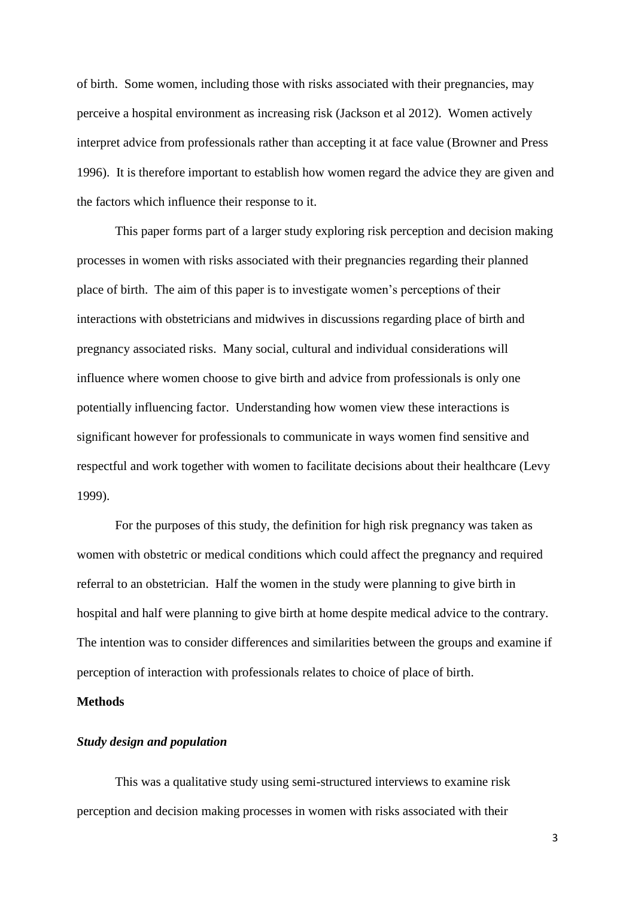of birth. Some women, including those with risks associated with their pregnancies, may perceive a hospital environment as increasing risk (Jackson et al 2012). Women actively interpret advice from professionals rather than accepting it at face value (Browner and Press 1996). It is therefore important to establish how women regard the advice they are given and the factors which influence their response to it.

This paper forms part of a larger study exploring risk perception and decision making processes in women with risks associated with their pregnancies regarding their planned place of birth. The aim of this paper is to investigate women's perceptions of their interactions with obstetricians and midwives in discussions regarding place of birth and pregnancy associated risks. Many social, cultural and individual considerations will influence where women choose to give birth and advice from professionals is only one potentially influencing factor. Understanding how women view these interactions is significant however for professionals to communicate in ways women find sensitive and respectful and work together with women to facilitate decisions about their healthcare (Levy 1999).

For the purposes of this study, the definition for high risk pregnancy was taken as women with obstetric or medical conditions which could affect the pregnancy and required referral to an obstetrician. Half the women in the study were planning to give birth in hospital and half were planning to give birth at home despite medical advice to the contrary. The intention was to consider differences and similarities between the groups and examine if perception of interaction with professionals relates to choice of place of birth.

## Methods

### *Study design and population*

This was a qualitative study using semi-structured interviews to examine risk perception and decision making processes in women with risks associated with their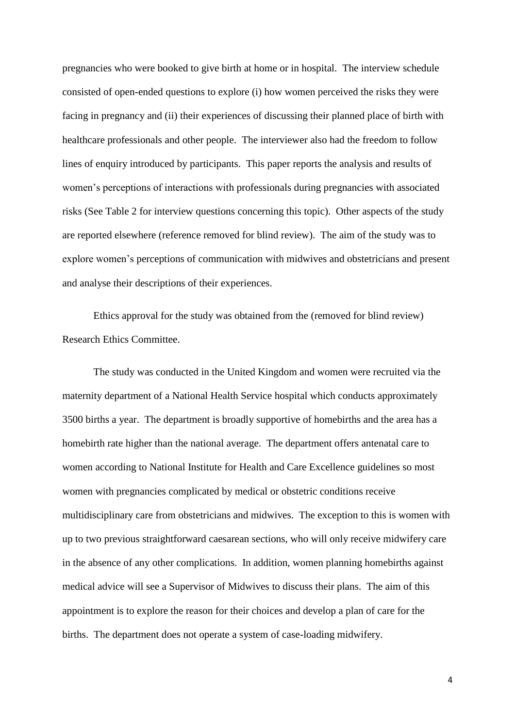pregnancies who were booked to give birth at home or in hospital. The interview schedule consisted of open-ended questions to explore (i) how women perceived the risks they were facing in pregnancy and (ii) their experiences of discussing their planned place of birth with healthcare professionals and other people. The interviewer also had the freedom to follow lines of enquiry introduced by participants. This paper reports the analysis and results of women's perceptions of interactions with professionals during pregnancies with associated risks (See Table 2 for interview questions concerning this topic). Other aspects of the study are reported elsewhere (reference removed for blind review). The aim of the study was to explore women's perceptions of communication with midwives and obstetricians and present and analyse their descriptions of their experiences.

Ethics approval for the study was obtained from the (removed for blind review) Research Ethics Committee.

The study was conducted in the United Kingdom and women were recruited via the maternity department of a National Health Service hospital which conducts approximately 3500 births a year. The department is broadly supportive of homebirths and the area has a homebirth rate higher than the national average. The department offers antenatal care to women according to National Institute for Health and Care Excellence guidelines so most women with pregnancies complicated by medical or obstetric conditions receive multidisciplinary care from obstetricians and midwives. The exception to this is women with up to two previous straightforward caesarean sections, who will only receive midwifery care in the absence of any other complications. In addition, women planning homebirths against medical advice will see a Supervisor of Midwives to discuss their plans. The aim of this appointment is to explore the reason for their choices and develop a plan of care for the births. The department does not operate a system of case-loading midwifery.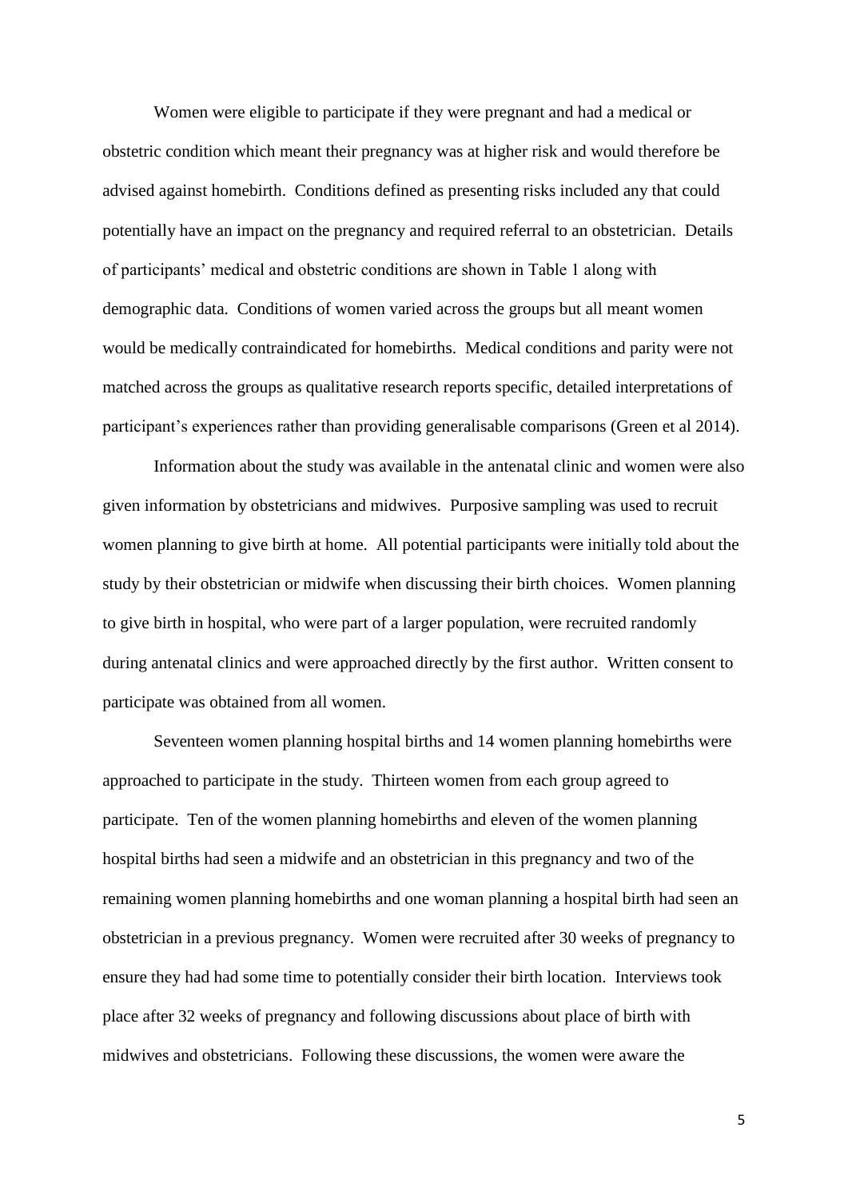Women were eligible to participate if they were pregnant and had a medical or obstetric condition which meant their pregnancy was at higher risk and would therefore be advised against homebirth. Conditions defined as presenting risks included any that could potentially have an impact on the pregnancy and required referral to an obstetrician. Details of participants' medical and obstetric conditions are shown in Table 1 along with demographic data. Conditions of women varied across the groups but all meant women would be medically contraindicated for homebirths. Medical conditions and parity were not matched across the groups as qualitative research reports specific, detailed interpretations of participant's experiences rather than providing generalisable comparisons (Green et al 2014).

Information about the study was available in the antenatal clinic and women were also given information by obstetricians and midwives. Purposive sampling was used to recruit women planning to give birth at home. All potential participants were initially told about the study by their obstetrician or midwife when discussing their birth choices. Women planning to give birth in hospital, who were part of a larger population, were recruited randomly during antenatal clinics and were approached directly by the first author. Written consent to participate was obtained from all women.

Seventeen women planning hospital births and 14 women planning homebirths were approached to participate in the study. Thirteen women from each group agreed to participate. Ten of the women planning homebirths and eleven of the women planning hospital births had seen a midwife and an obstetrician in this pregnancy and two of the remaining women planning homebirths and one woman planning a hospital birth had seen an obstetrician in a previous pregnancy. Women were recruited after 30 weeks of pregnancy to ensure they had had some time to potentially consider their birth location. Interviews took place after 32 weeks of pregnancy and following discussions about place of birth with midwives and obstetricians. Following these discussions, the women were aware the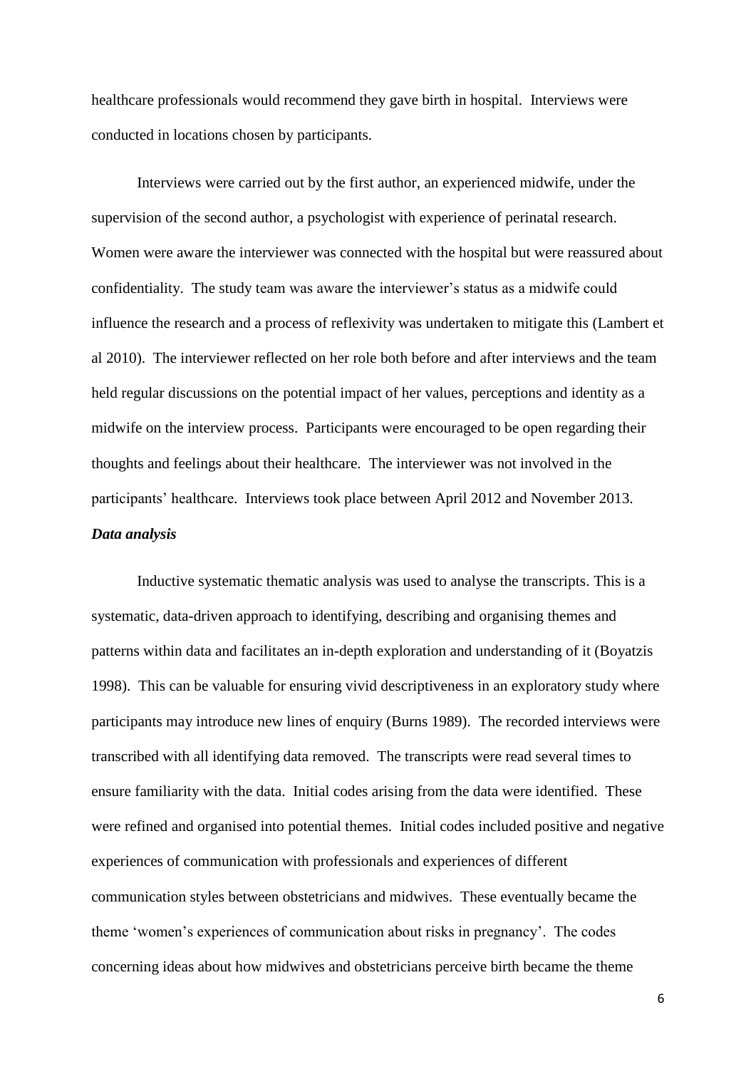healthcare professionals would recommend they gave birth in hospital. Interviews were conducted in locations chosen by participants.

Interviews were carried out by the first author, an experienced midwife, under the supervision of the second author, a psychologist with experience of perinatal research. Women were aware the interviewer was connected with the hospital but were reassured about confidentiality. The study team was aware the interviewer's status as a midwife could influence the research and a process of reflexivity was undertaken to mitigate this (Lambert et al 2010). The interviewer reflected on her role both before and after interviews and the team held regular discussions on the potential impact of her values, perceptions and identity as a midwife on the interview process. Participants were encouraged to be open regarding their thoughts and feelings about their healthcare. The interviewer was not involved in the participants' healthcare. Interviews took place between April 2012 and November 2013.

***Data analysis***

Inductive systematic thematic analysis was used to analyse the transcripts. This is a systematic, data-driven approach to identifying, describing and organising themes and patterns within data and facilitates an in-depth exploration and understanding of it (Boyatzis 1998). This can be valuable for ensuring vivid descriptiveness in an exploratory study where participants may introduce new lines of enquiry (Burns 1989). The recorded interviews were transcribed with all identifying data removed. The transcripts were read several times to ensure familiarity with the data. Initial codes arising from the data were identified. These were refined and organised into potential themes. Initial codes included positive and negative experiences of communication with professionals and experiences of different communication styles between obstetricians and midwives. These eventually became the theme 'women's experiences of communication about risks in pregnancy'. The codes concerning ideas about how midwives and obstetricians perceive birth became the theme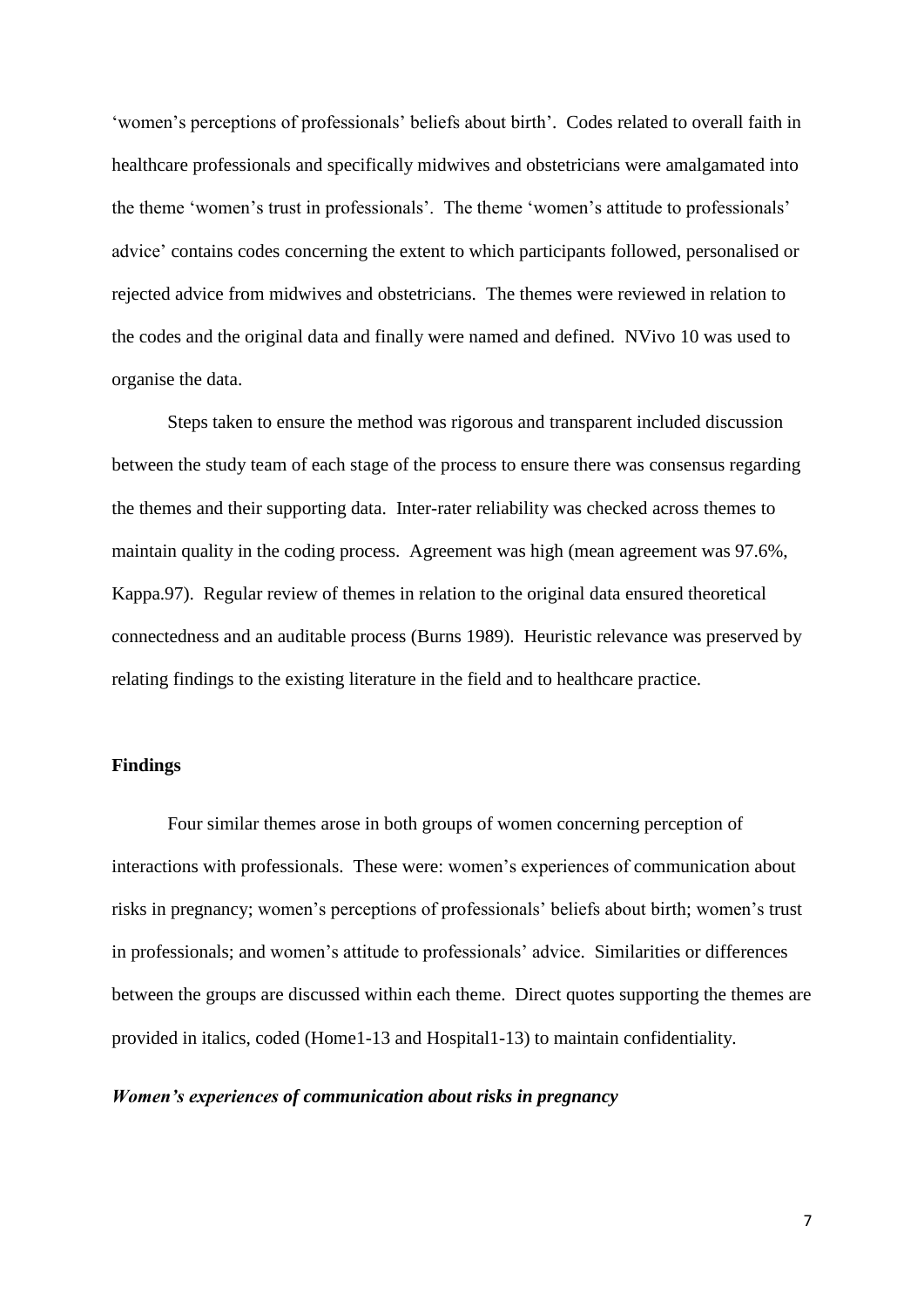'women's perceptions of professionals' beliefs about birth'. Codes related to overall faith in healthcare professionals and specifically midwives and obstetricians were amalgamated into the theme 'women's trust in professionals'. The theme 'women's attitude to professionals' advice' contains codes concerning the extent to which participants followed, personalised or rejected advice from midwives and obstetricians. The themes were reviewed in relation to the codes and the original data and finally were named and defined. NVivo 10 was used to organise the data.

Steps taken to ensure the method was rigorous and transparent included discussion between the study team of each stage of the process to ensure there was consensus regarding the themes and their supporting data. Inter-rater reliability was checked across themes to maintain quality in the coding process. Agreement was high (mean agreement was 97.6%, Kappa.97). Regular review of themes in relation to the original data ensured theoretical connectedness and an auditable process (Burns 1989). Heuristic relevance was preserved by relating findings to the existing literature in the field and to healthcare practice.

**Findings**

Four similar themes arose in both groups of women concerning perception of interactions with professionals. These were: women's experiences of communication about risks in pregnancy; women's perceptions of professionals' beliefs about birth; women's trust in professionals; and women's attitude to professionals' advice. Similarities or differences between the groups are discussed within each theme. Direct quotes supporting the themes are provided in italics, coded (Home1-13 and Hospital1-13) to maintain confidentiality.

***Women's experiences of communication about risks in pregnancy***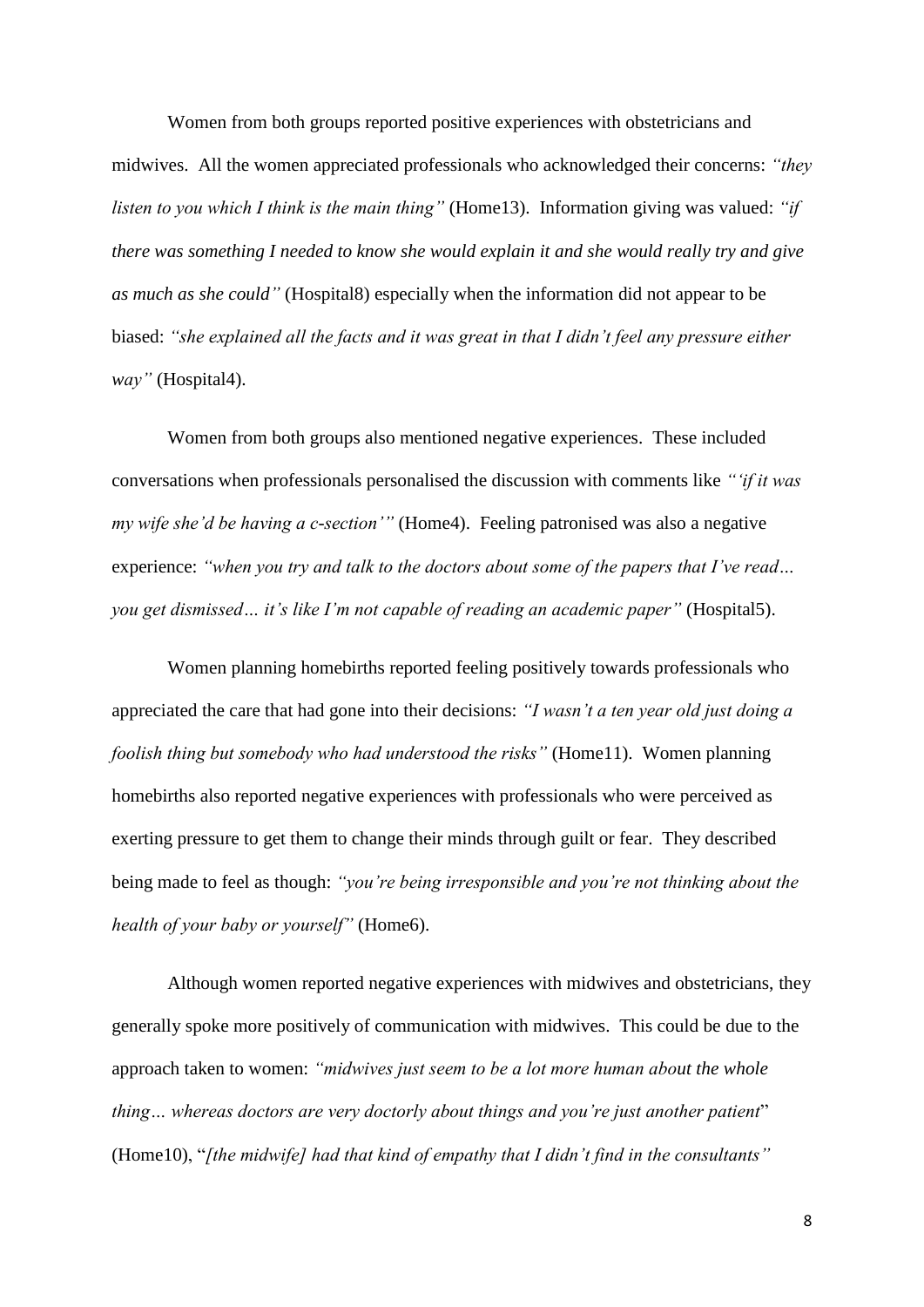Women from both groups reported positive experiences with obstetricians and midwives. All the women appreciated professionals who acknowledged their concerns: *"they listen to you which I think is the main thing"* (Home13). Information giving was valued: *"if there was something I needed to know she would explain it and she would really try and give as much as she could"* (Hospital8) especially when the information did not appear to be biased: *"she explained all the facts and it was great in that I didn't feel any pressure either way"* (Hospital4).

Women from both groups also mentioned negative experiences. These included conversations when professionals personalised the discussion with comments like *"'if it was my wife she'd be having a c-section'"* (Home4). Feeling patronised was also a negative experience: *"when you try and talk to the doctors about some of the papers that I've read… you get dismissed… it's like I'm not capable of reading an academic paper"* (Hospital5).

Women planning homebirths reported feeling positively towards professionals who appreciated the care that had gone into their decisions: *"I wasn't a ten year old just doing a foolish thing but somebody who had understood the risks"* (Home11). Women planning homebirths also reported negative experiences with professionals who were perceived as exerting pressure to get them to change their minds through guilt or fear. They described being made to feel as though: *"you're being irresponsible and you're not thinking about the health of your baby or yourself"* (Home6).

Although women reported negative experiences with midwives and obstetricians, they generally spoke more positively of communication with midwives. This could be due to the approach taken to women: *"midwives just seem to be a lot more human about the whole thing… whereas doctors are very doctorly about things and you're just another patient"* (Home10), "*[the midwife] had that kind of empathy that I didn't find in the consultants"*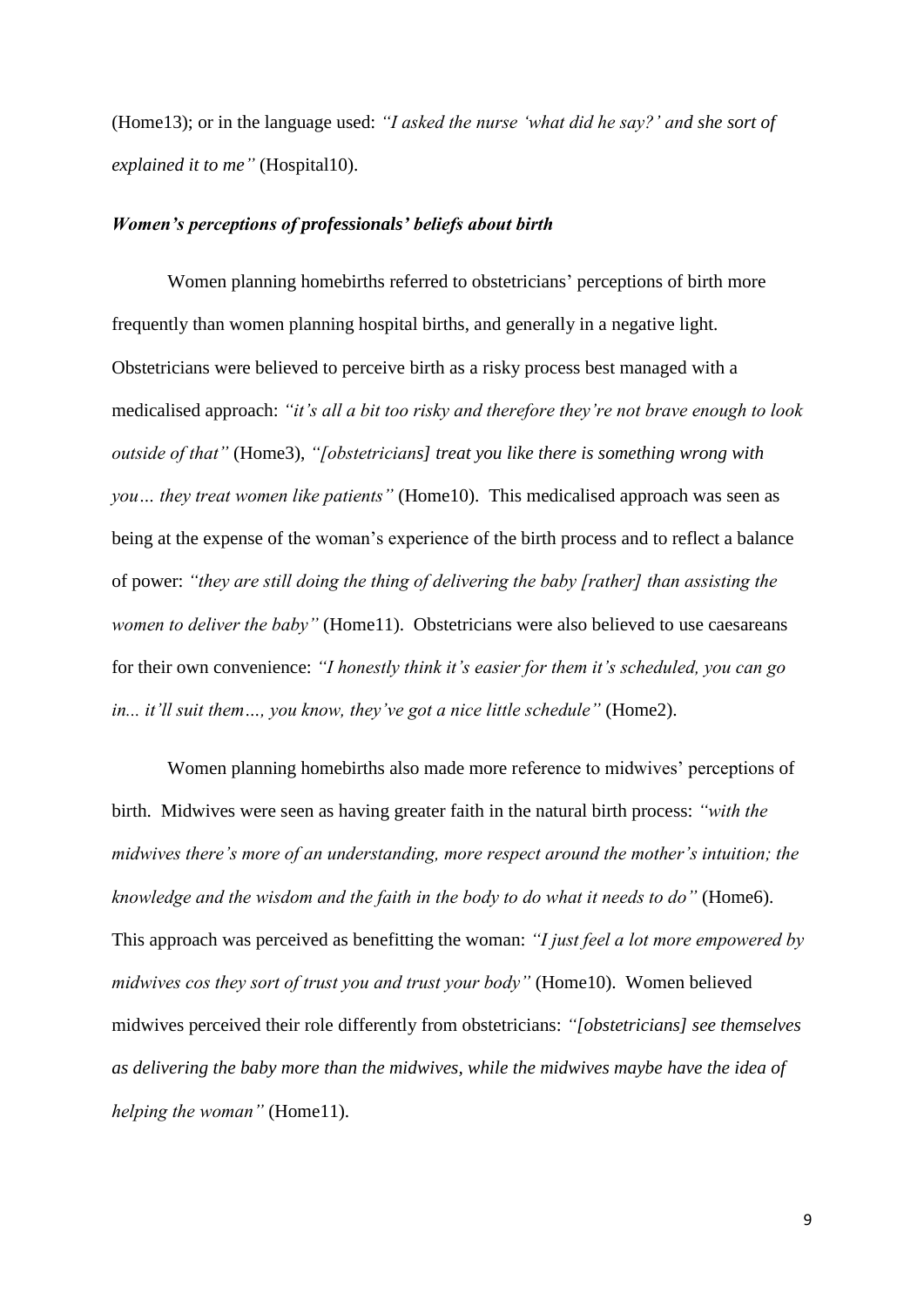(Home13); or in the language used: *"I asked the nurse 'what did he say?' and she sort of explained it to me"* (Hospital10).

### ***Women's perceptions of professionals' beliefs about birth***

Women planning homebirths referred to obstetricians' perceptions of birth more frequently than women planning hospital births, and generally in a negative light. Obstetricians were believed to perceive birth as a risky process best managed with a medicalised approach: *"it's all a bit too risky and therefore they're not brave enough to look outside of that"* (Home3), *"[obstetricians] treat you like there is something wrong with you… they treat women like patients"* (Home10). This medicalised approach was seen as being at the expense of the woman's experience of the birth process and to reflect a balance of power: *"they are still doing the thing of delivering the baby [rather] than assisting the women to deliver the baby"* (Home11). Obstetricians were also believed to use caesareans for their own convenience: *"I honestly think it's easier for them it's scheduled, you can go in... it'll suit them…, you know, they've got a nice little schedule"* (Home2).

Women planning homebirths also made more reference to midwives' perceptions of birth. Midwives were seen as having greater faith in the natural birth process: *"with the midwives there's more of an understanding, more respect around the mother's intuition; the knowledge and the wisdom and the faith in the body to do what it needs to do"* (Home6). This approach was perceived as benefitting the woman: *"I just feel a lot more empowered by midwives cos they sort of trust you and trust your body"* (Home10). Women believed midwives perceived their role differently from obstetricians: *"[obstetricians] see themselves as delivering the baby more than the midwives, while the midwives maybe have the idea of helping the woman"* (Home11).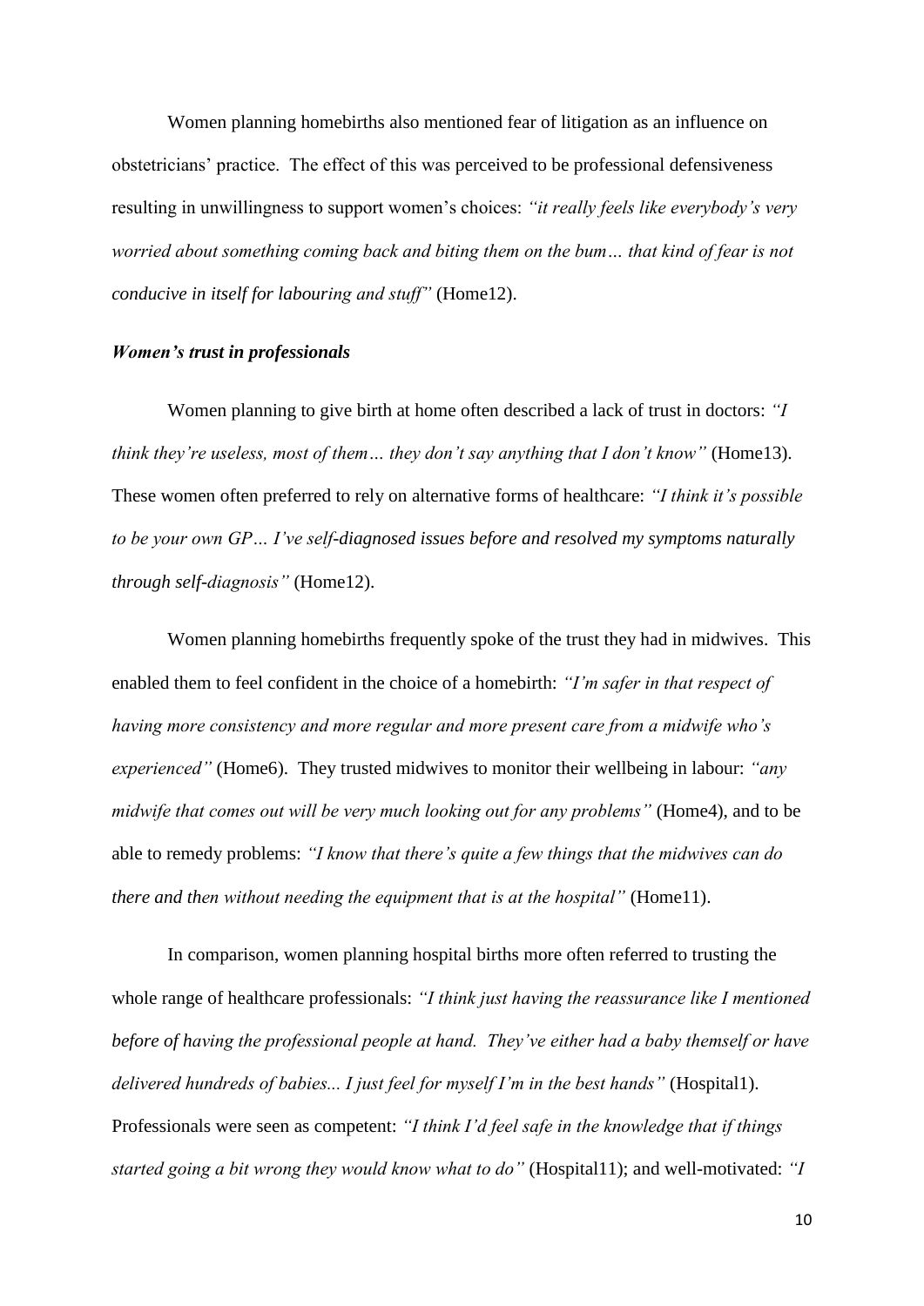Women planning homebirths also mentioned fear of litigation as an influence on obstetricians' practice. The effect of this was perceived to be professional defensiveness resulting in unwillingness to support women's choices: *"it really feels like everybody's very worried about something coming back and biting them on the bum… that kind of fear is not conducive in itself for labouring and stuff"* (Home12).

### *Women's trust in professionals*

Women planning to give birth at home often described a lack of trust in doctors: *"I think they're useless, most of them… they don't say anything that I don't know"* (Home13). These women often preferred to rely on alternative forms of healthcare: *"I think it's possible to be your own GP… I've self-diagnosed issues before and resolved my symptoms naturally through self-diagnosis"* (Home12).

Women planning homebirths frequently spoke of the trust they had in midwives. This enabled them to feel confident in the choice of a homebirth: *"I'm safer in that respect of having more consistency and more regular and more present care from a midwife who's experienced"* (Home6). They trusted midwives to monitor their wellbeing in labour: *"any midwife that comes out will be very much looking out for any problems"* (Home4), and to be able to remedy problems: *"I know that there's quite a few things that the midwives can do there and then without needing the equipment that is at the hospital"* (Home11).

In comparison, women planning hospital births more often referred to trusting the whole range of healthcare professionals: *"I think just having the reassurance like I mentioned before of having the professional people at hand. They've either had a baby themself or have delivered hundreds of babies... I just feel for myself I'm in the best hands"* (Hospital1). Professionals were seen as competent: *"I think I'd feel safe in the knowledge that if things started going a bit wrong they would know what to do"* (Hospital11); and well-motivated: *"I*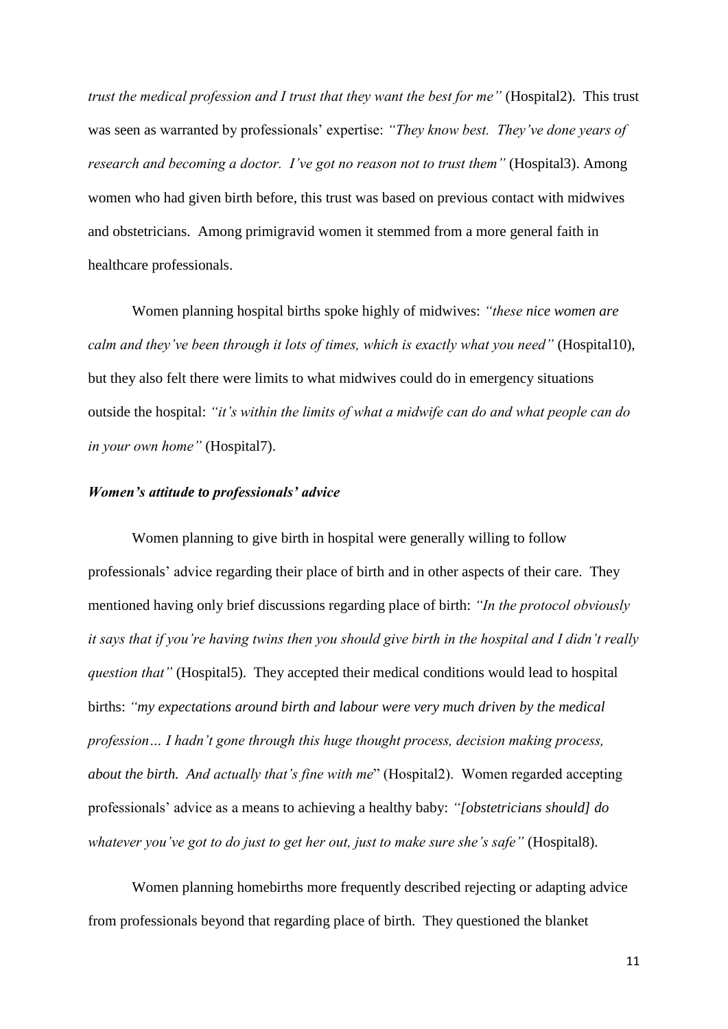*trust the medical profession and I trust that they want the best for me"* (Hospital2). This trust was seen as warranted by professionals' expertise: *"They know best. They've done years of research and becoming a doctor. I've got no reason not to trust them"* (Hospital3). Among women who had given birth before, this trust was based on previous contact with midwives and obstetricians. Among primigravid women it stemmed from a more general faith in healthcare professionals.

Women planning hospital births spoke highly of midwives: *"these nice women are calm and they've been through it lots of times, which is exactly what you need"* (Hospital10), but they also felt there were limits to what midwives could do in emergency situations outside the hospital: *"it's within the limits of what a midwife can do and what people can do in your own home"* (Hospital7).

### *Women's attitude to professionals' advice*

Women planning to give birth in hospital were generally willing to follow professionals' advice regarding their place of birth and in other aspects of their care. They mentioned having only brief discussions regarding place of birth: *"In the protocol obviously it says that if you're having twins then you should give birth in the hospital and I didn't really question that"* (Hospital5). They accepted their medical conditions would lead to hospital births: *"my expectations around birth and labour were very much driven by the medical profession… I hadn't gone through this huge thought process, decision making process, about the birth. And actually that's fine with me*" (Hospital2). Women regarded accepting professionals' advice as a means to achieving a healthy baby: *"[obstetricians should] do whatever you've got to do just to get her out, just to make sure she's safe"* (Hospital8).

Women planning homebirths more frequently described rejecting or adapting advice from professionals beyond that regarding place of birth. They questioned the blanket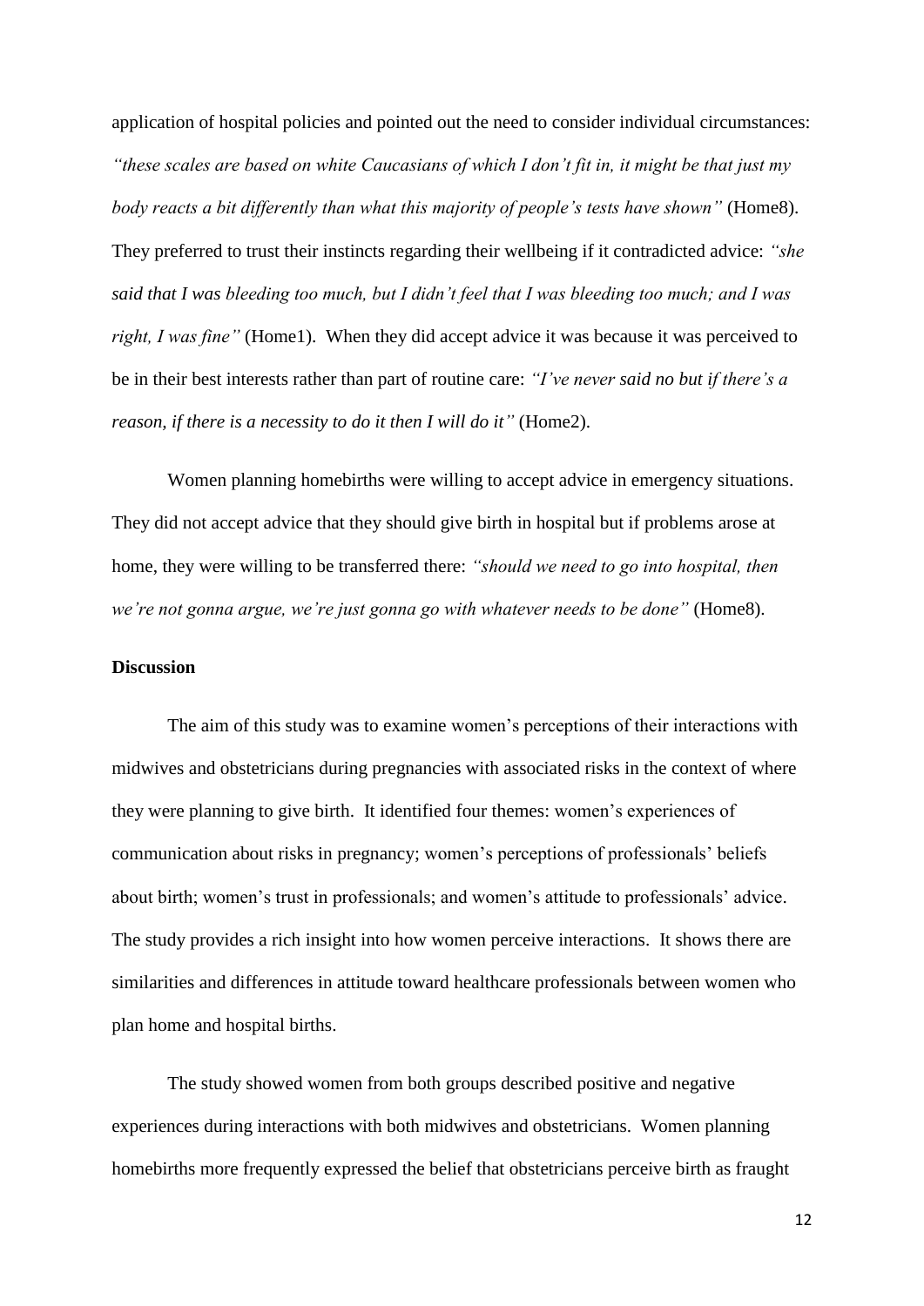application of hospital policies and pointed out the need to consider individual circumstances: *"these scales are based on white Caucasians of which I don't fit in, it might be that just my body reacts a bit differently than what this majority of people's tests have shown"* (Home8). They preferred to trust their instincts regarding their wellbeing if it contradicted advice: *"she said that I was bleeding too much, but I didn't feel that I was bleeding too much; and I was right, I was fine"* (Home1). When they did accept advice it was because it was perceived to be in their best interests rather than part of routine care: *"I've never said no but if there's a reason, if there is a necessity to do it then I will do it"* (Home2).

Women planning homebirths were willing to accept advice in emergency situations. They did not accept advice that they should give birth in hospital but if problems arose at home, they were willing to be transferred there: *"should we need to go into hospital, then we're not gonna argue, we're just gonna go with whatever needs to be done"* (Home8).

**Discussion**

The aim of this study was to examine women's perceptions of their interactions with midwives and obstetricians during pregnancies with associated risks in the context of where they were planning to give birth. It identified four themes: women's experiences of communication about risks in pregnancy; women's perceptions of professionals' beliefs about birth; women's trust in professionals; and women's attitude to professionals' advice. The study provides a rich insight into how women perceive interactions. It shows there are similarities and differences in attitude toward healthcare professionals between women who plan home and hospital births.

The study showed women from both groups described positive and negative experiences during interactions with both midwives and obstetricians. Women planning homebirths more frequently expressed the belief that obstetricians perceive birth as fraught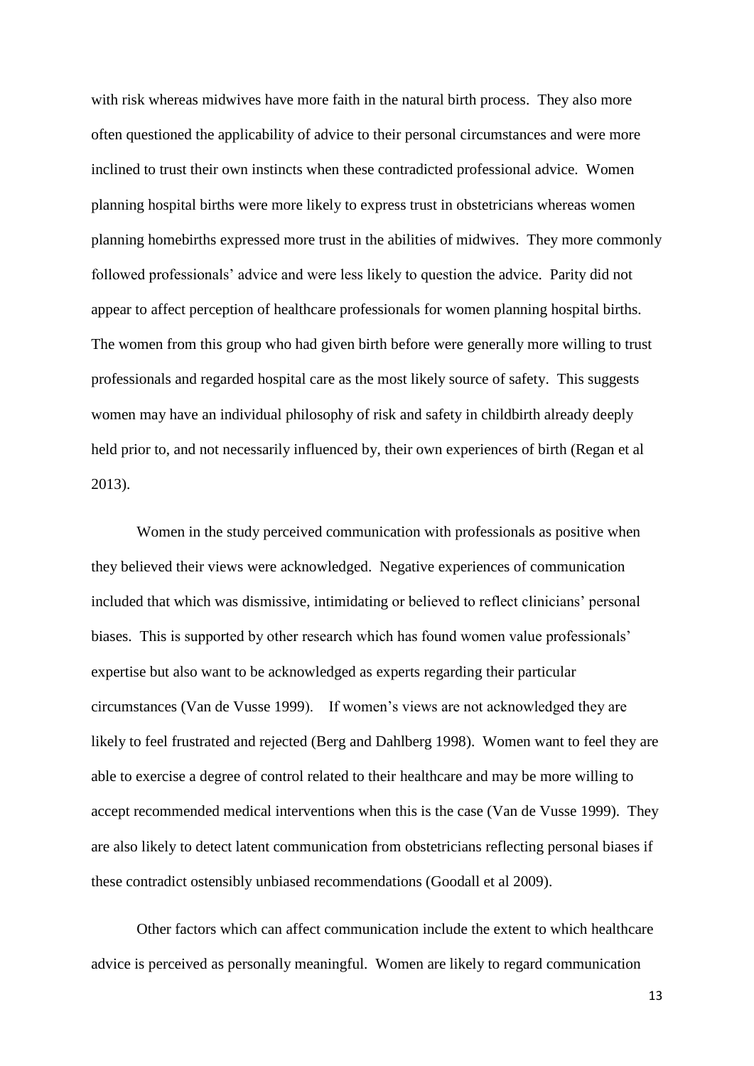with risk whereas midwives have more faith in the natural birth process. They also more often questioned the applicability of advice to their personal circumstances and were more inclined to trust their own instincts when these contradicted professional advice. Women planning hospital births were more likely to express trust in obstetricians whereas women planning homebirths expressed more trust in the abilities of midwives. They more commonly followed professionals' advice and were less likely to question the advice. Parity did not appear to affect perception of healthcare professionals for women planning hospital births. The women from this group who had given birth before were generally more willing to trust professionals and regarded hospital care as the most likely source of safety. This suggests women may have an individual philosophy of risk and safety in childbirth already deeply held prior to, and not necessarily influenced by, their own experiences of birth (Regan et al 2013).

Women in the study perceived communication with professionals as positive when they believed their views were acknowledged. Negative experiences of communication included that which was dismissive, intimidating or believed to reflect clinicians' personal biases. This is supported by other research which has found women value professionals' expertise but also want to be acknowledged as experts regarding their particular circumstances (Van de Vusse 1999). If women's views are not acknowledged they are likely to feel frustrated and rejected (Berg and Dahlberg 1998). Women want to feel they are able to exercise a degree of control related to their healthcare and may be more willing to accept recommended medical interventions when this is the case (Van de Vusse 1999). They are also likely to detect latent communication from obstetricians reflecting personal biases if these contradict ostensibly unbiased recommendations (Goodall et al 2009).

Other factors which can affect communication include the extent to which healthcare advice is perceived as personally meaningful. Women are likely to regard communication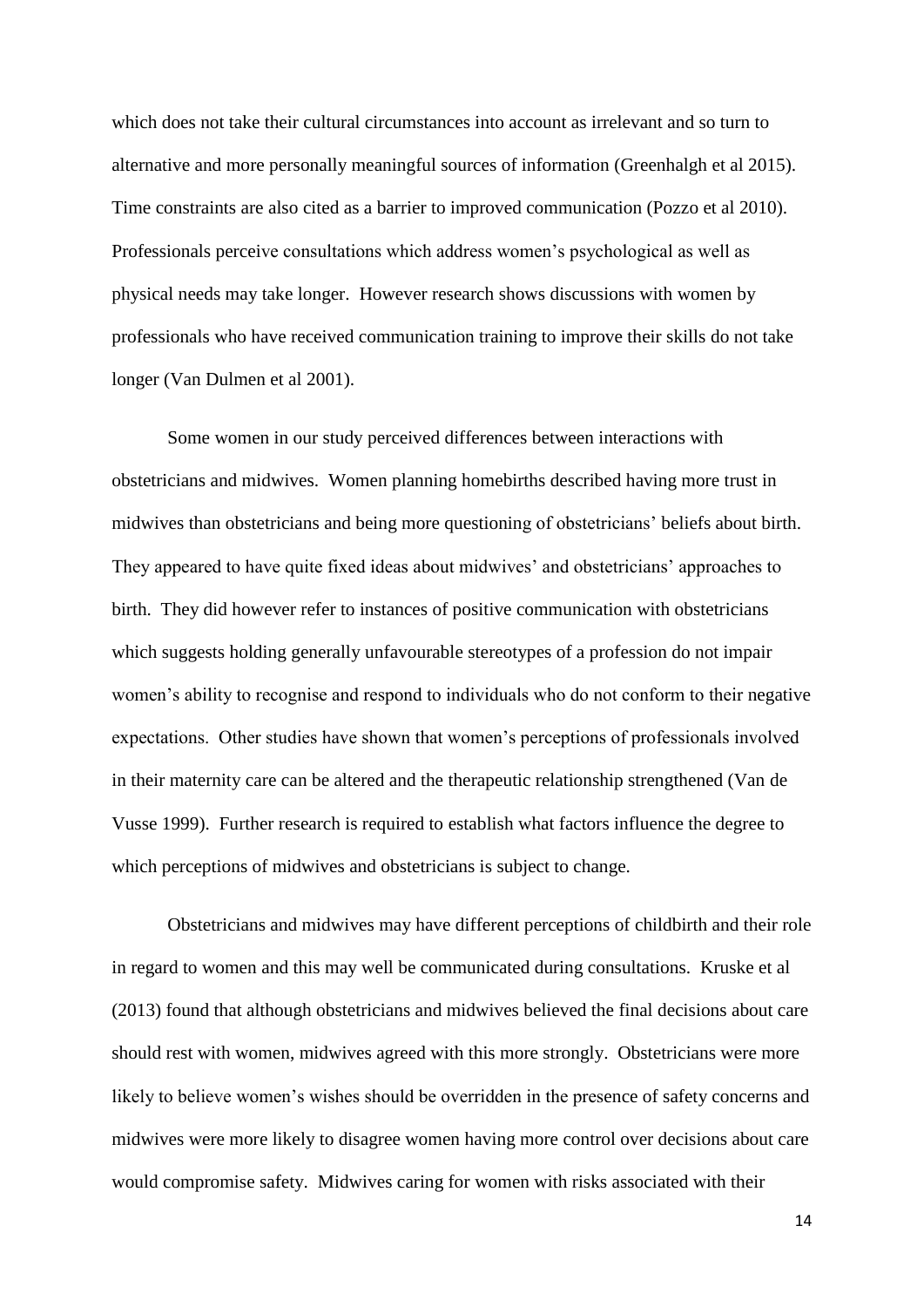which does not take their cultural circumstances into account as irrelevant and so turn to alternative and more personally meaningful sources of information (Greenhalgh et al 2015). Time constraints are also cited as a barrier to improved communication (Pozzo et al 2010). Professionals perceive consultations which address women's psychological as well as physical needs may take longer. However research shows discussions with women by professionals who have received communication training to improve their skills do not take longer (Van Dulmen et al 2001).

Some women in our study perceived differences between interactions with obstetricians and midwives. Women planning homebirths described having more trust in midwives than obstetricians and being more questioning of obstetricians' beliefs about birth. They appeared to have quite fixed ideas about midwives' and obstetricians' approaches to birth. They did however refer to instances of positive communication with obstetricians which suggests holding generally unfavourable stereotypes of a profession do not impair women's ability to recognise and respond to individuals who do not conform to their negative expectations. Other studies have shown that women's perceptions of professionals involved in their maternity care can be altered and the therapeutic relationship strengthened (Van de Vusse 1999). Further research is required to establish what factors influence the degree to which perceptions of midwives and obstetricians is subject to change.

Obstetricians and midwives may have different perceptions of childbirth and their role in regard to women and this may well be communicated during consultations. Kruske et al (2013) found that although obstetricians and midwives believed the final decisions about care should rest with women, midwives agreed with this more strongly. Obstetricians were more likely to believe women's wishes should be overridden in the presence of safety concerns and midwives were more likely to disagree women having more control over decisions about care would compromise safety. Midwives caring for women with risks associated with their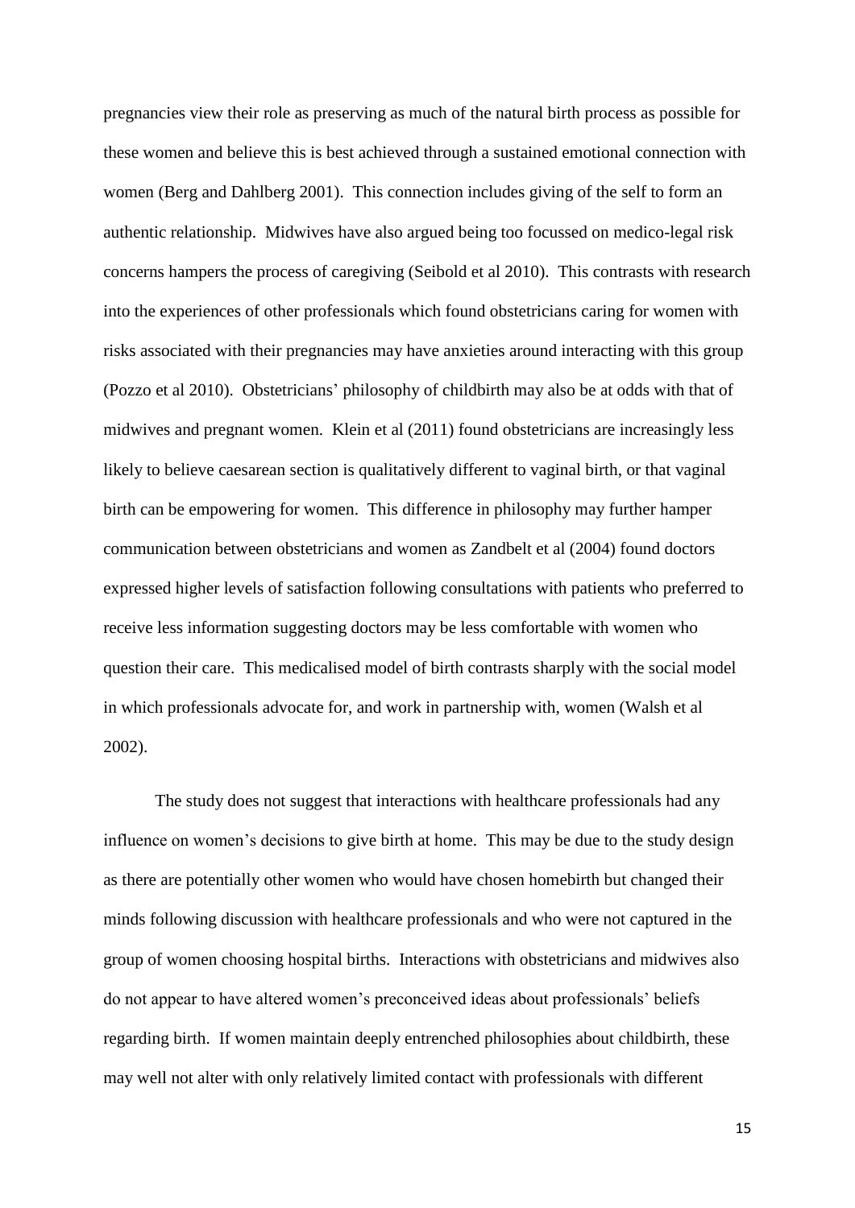pregnancies view their role as preserving as much of the natural birth process as possible for these women and believe this is best achieved through a sustained emotional connection with women (Berg and Dahlberg 2001). This connection includes giving of the self to form an authentic relationship. Midwives have also argued being too focussed on medico-legal risk concerns hampers the process of caregiving (Seibold et al 2010). This contrasts with research into the experiences of other professionals which found obstetricians caring for women with risks associated with their pregnancies may have anxieties around interacting with this group (Pozzo et al 2010). Obstetricians' philosophy of childbirth may also be at odds with that of midwives and pregnant women. Klein et al (2011) found obstetricians are increasingly less likely to believe caesarean section is qualitatively different to vaginal birth, or that vaginal birth can be empowering for women. This difference in philosophy may further hamper communication between obstetricians and women as Zandbelt et al (2004) found doctors expressed higher levels of satisfaction following consultations with patients who preferred to receive less information suggesting doctors may be less comfortable with women who question their care. This medicalised model of birth contrasts sharply with the social model in which professionals advocate for, and work in partnership with, women (Walsh et al 2002).

The study does not suggest that interactions with healthcare professionals had any influence on women's decisions to give birth at home. This may be due to the study design as there are potentially other women who would have chosen homebirth but changed their minds following discussion with healthcare professionals and who were not captured in the group of women choosing hospital births. Interactions with obstetricians and midwives also do not appear to have altered women's preconceived ideas about professionals' beliefs regarding birth. If women maintain deeply entrenched philosophies about childbirth, these may well not alter with only relatively limited contact with professionals with different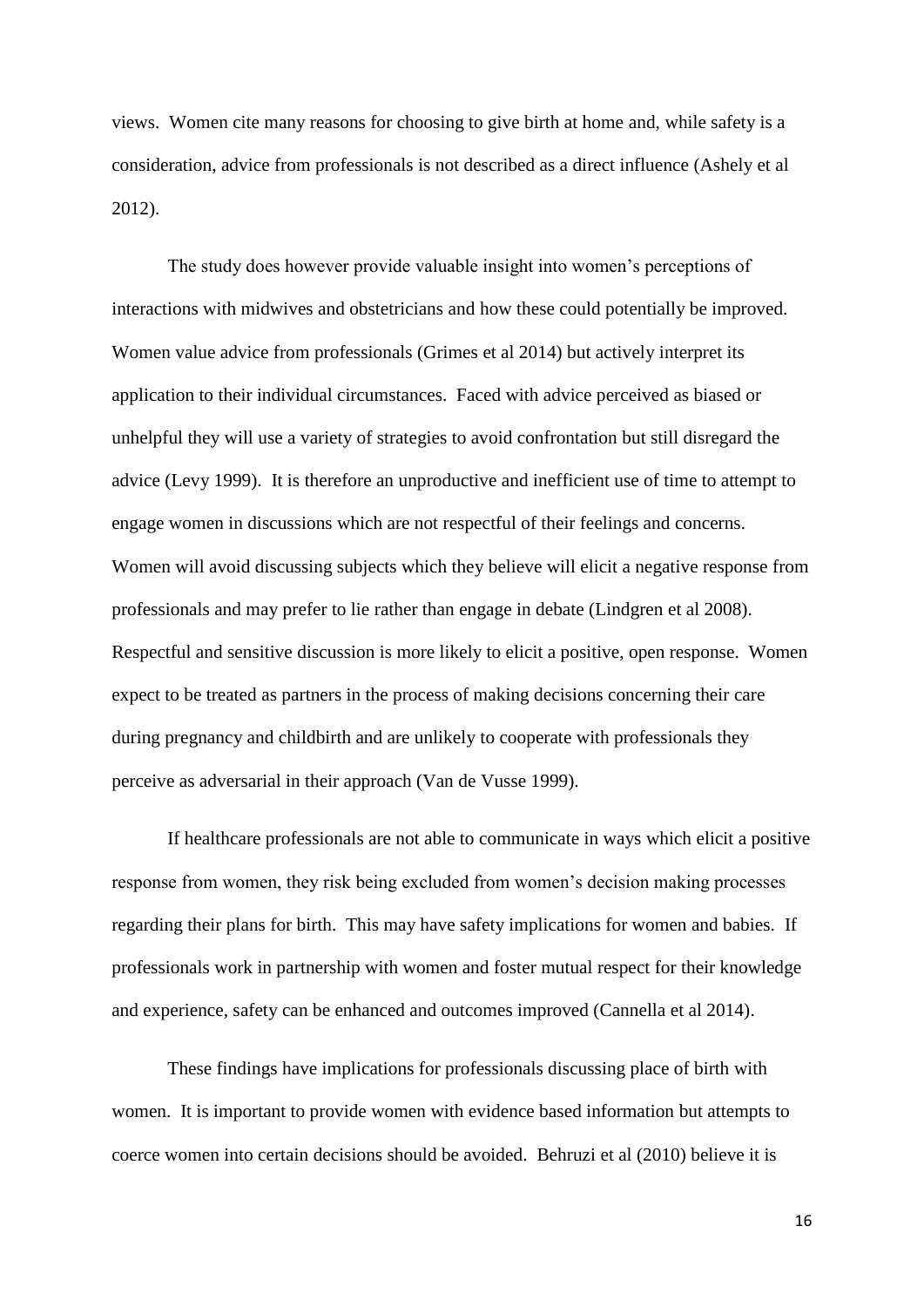views. Women cite many reasons for choosing to give birth at home and, while safety is a consideration, advice from professionals is not described as a direct influence (Ashely et al 2012).

The study does however provide valuable insight into women's perceptions of interactions with midwives and obstetricians and how these could potentially be improved. Women value advice from professionals (Grimes et al 2014) but actively interpret its application to their individual circumstances. Faced with advice perceived as biased or unhelpful they will use a variety of strategies to avoid confrontation but still disregard the advice (Levy 1999). It is therefore an unproductive and inefficient use of time to attempt to engage women in discussions which are not respectful of their feelings and concerns. Women will avoid discussing subjects which they believe will elicit a negative response from professionals and may prefer to lie rather than engage in debate (Lindgren et al 2008). Respectful and sensitive discussion is more likely to elicit a positive, open response. Women expect to be treated as partners in the process of making decisions concerning their care during pregnancy and childbirth and are unlikely to cooperate with professionals they perceive as adversarial in their approach (Van de Vusse 1999).

If healthcare professionals are not able to communicate in ways which elicit a positive response from women, they risk being excluded from women's decision making processes regarding their plans for birth. This may have safety implications for women and babies. If professionals work in partnership with women and foster mutual respect for their knowledge and experience, safety can be enhanced and outcomes improved (Cannella et al 2014).

These findings have implications for professionals discussing place of birth with women. It is important to provide women with evidence based information but attempts to coerce women into certain decisions should be avoided. Behruzi et al (2010) believe it is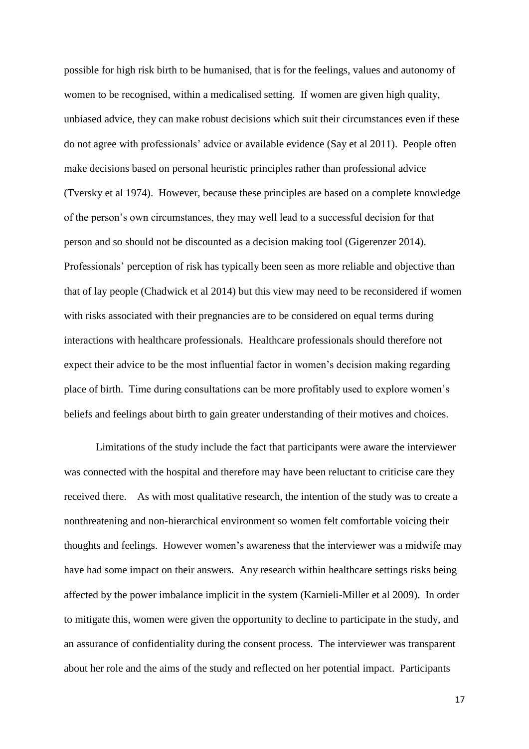possible for high risk birth to be humanised, that is for the feelings, values and autonomy of women to be recognised, within a medicalised setting. If women are given high quality, unbiased advice, they can make robust decisions which suit their circumstances even if these do not agree with professionals' advice or available evidence (Say et al 2011). People often make decisions based on personal heuristic principles rather than professional advice (Tversky et al 1974). However, because these principles are based on a complete knowledge of the person's own circumstances, they may well lead to a successful decision for that person and so should not be discounted as a decision making tool (Gigerenzer 2014). Professionals' perception of risk has typically been seen as more reliable and objective than that of lay people (Chadwick et al 2014) but this view may need to be reconsidered if women with risks associated with their pregnancies are to be considered on equal terms during interactions with healthcare professionals. Healthcare professionals should therefore not expect their advice to be the most influential factor in women's decision making regarding place of birth. Time during consultations can be more profitably used to explore women's beliefs and feelings about birth to gain greater understanding of their motives and choices.

Limitations of the study include the fact that participants were aware the interviewer was connected with the hospital and therefore may have been reluctant to criticise care they received there. As with most qualitative research, the intention of the study was to create a nonthreatening and non-hierarchical environment so women felt comfortable voicing their thoughts and feelings. However women's awareness that the interviewer was a midwife may have had some impact on their answers. Any research within healthcare settings risks being affected by the power imbalance implicit in the system (Karnieli-Miller et al 2009). In order to mitigate this, women were given the opportunity to decline to participate in the study, and an assurance of confidentiality during the consent process. The interviewer was transparent about her role and the aims of the study and reflected on her potential impact. Participants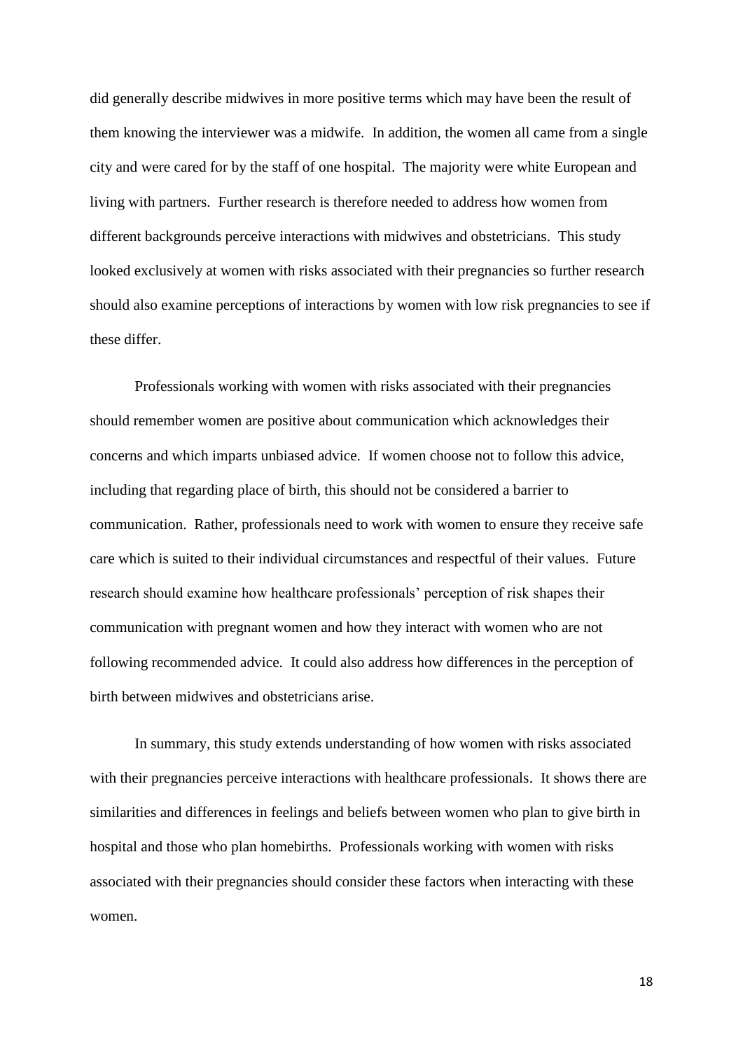did generally describe midwives in more positive terms which may have been the result of them knowing the interviewer was a midwife. In addition, the women all came from a single city and were cared for by the staff of one hospital. The majority were white European and living with partners. Further research is therefore needed to address how women from different backgrounds perceive interactions with midwives and obstetricians. This study looked exclusively at women with risks associated with their pregnancies so further research should also examine perceptions of interactions by women with low risk pregnancies to see if these differ.

Professionals working with women with risks associated with their pregnancies should remember women are positive about communication which acknowledges their concerns and which imparts unbiased advice. If women choose not to follow this advice, including that regarding place of birth, this should not be considered a barrier to communication. Rather, professionals need to work with women to ensure they receive safe care which is suited to their individual circumstances and respectful of their values. Future research should examine how healthcare professionals' perception of risk shapes their communication with pregnant women and how they interact with women who are not following recommended advice. It could also address how differences in the perception of birth between midwives and obstetricians arise.

In summary, this study extends understanding of how women with risks associated with their pregnancies perceive interactions with healthcare professionals. It shows there are similarities and differences in feelings and beliefs between women who plan to give birth in hospital and those who plan homebirths. Professionals working with women with risks associated with their pregnancies should consider these factors when interacting with these women.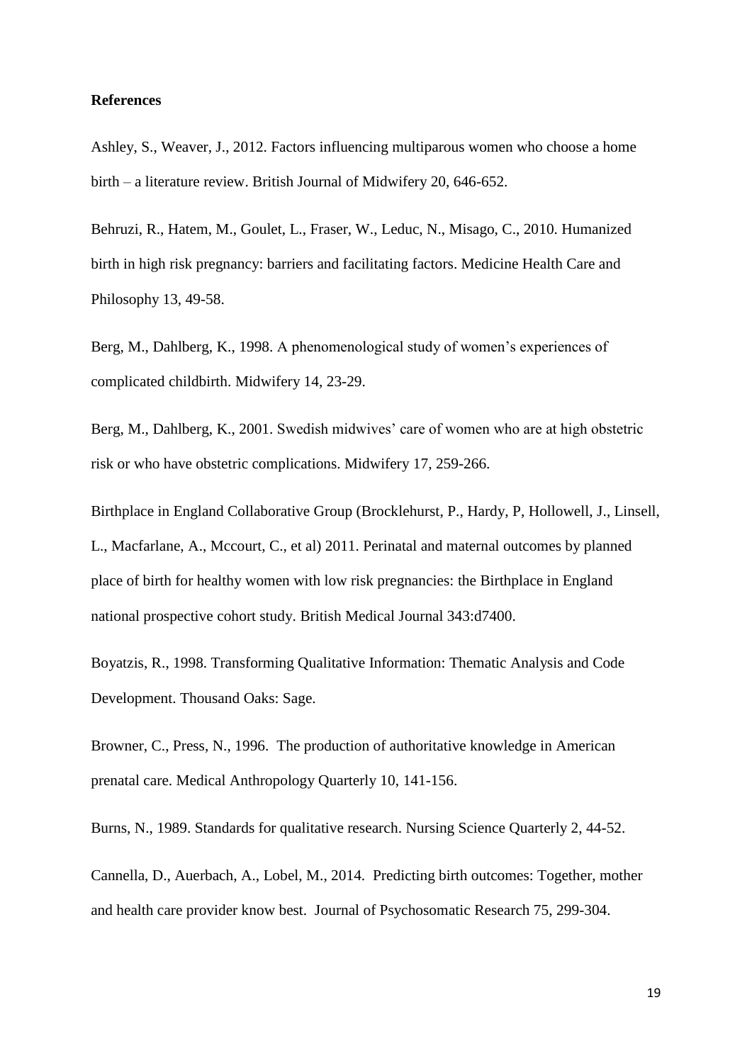**References**

Ashley, S., Weaver, J., 2012. Factors influencing multiparous women who choose a home birth – a literature review. British Journal of Midwifery 20, 646-652.

Behruzi, R., Hatem, M., Goulet, L., Fraser, W., Leduc, N., Misago, C., 2010. Humanized birth in high risk pregnancy: barriers and facilitating factors. Medicine Health Care and Philosophy 13, 49-58.

Berg, M., Dahlberg, K., 1998. A phenomenological study of women's experiences of complicated childbirth. Midwifery 14, 23-29.

Berg, M., Dahlberg, K., 2001. Swedish midwives' care of women who are at high obstetric risk or who have obstetric complications. Midwifery 17, 259-266.

Birthplace in England Collaborative Group (Brocklehurst, P., Hardy, P, Hollowell, J., Linsell, L., Macfarlane, A., Mccourt, C., et al) 2011. Perinatal and maternal outcomes by planned place of birth for healthy women with low risk pregnancies: the Birthplace in England national prospective cohort study. British Medical Journal 343:d7400.

Boyatzis, R., 1998. Transforming Qualitative Information: Thematic Analysis and Code Development. Thousand Oaks: Sage.

Browner, C., Press, N., 1996. The production of authoritative knowledge in American prenatal care. Medical Anthropology Quarterly 10, 141-156.

Burns, N., 1989. Standards for qualitative research. Nursing Science Quarterly 2, 44-52.

Cannella, D., Auerbach, A., Lobel, M., 2014. Predicting birth outcomes: Together, mother and health care provider know best. Journal of Psychosomatic Research 75, 299-304.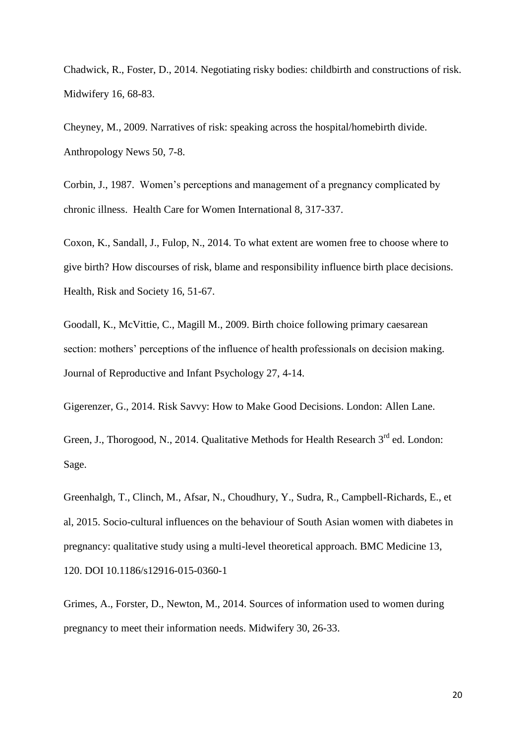Chadwick, R., Foster, D., 2014. Negotiating risky bodies: childbirth and constructions of risk. Midwifery 16, 68-83.

Cheyney, M., 2009. Narratives of risk: speaking across the hospital/homebirth divide. Anthropology News 50, 7-8.

Corbin, J., 1987. Women's perceptions and management of a pregnancy complicated by chronic illness. Health Care for Women International 8, 317-337.

Coxon, K., Sandall, J., Fulop, N., 2014. To what extent are women free to choose where to give birth? How discourses of risk, blame and responsibility influence birth place decisions. Health, Risk and Society 16, 51-67.

Goodall, K., McVittie, C., Magill M., 2009. Birth choice following primary caesarean section: mothers' perceptions of the influence of health professionals on decision making. Journal of Reproductive and Infant Psychology 27, 4-14.

Gigerenzer, G., 2014. Risk Savvy: How to Make Good Decisions. London: Allen Lane.

Green, J., Thorogood, N., 2014. Qualitative Methods for Health Research 3rd ed. London: Sage.

Greenhalgh, T., Clinch, M., Afsar, N., Choudhury, Y., Sudra, R., Campbell-Richards, E., et al, 2015. Socio-cultural influences on the behaviour of South Asian women with diabetes in pregnancy: qualitative study using a multi-level theoretical approach. BMC Medicine 13, 120. DOI 10.1186/s12916-015-0360-1

Grimes, A., Forster, D., Newton, M., 2014. Sources of information used to women during pregnancy to meet their information needs. Midwifery 30, 26-33.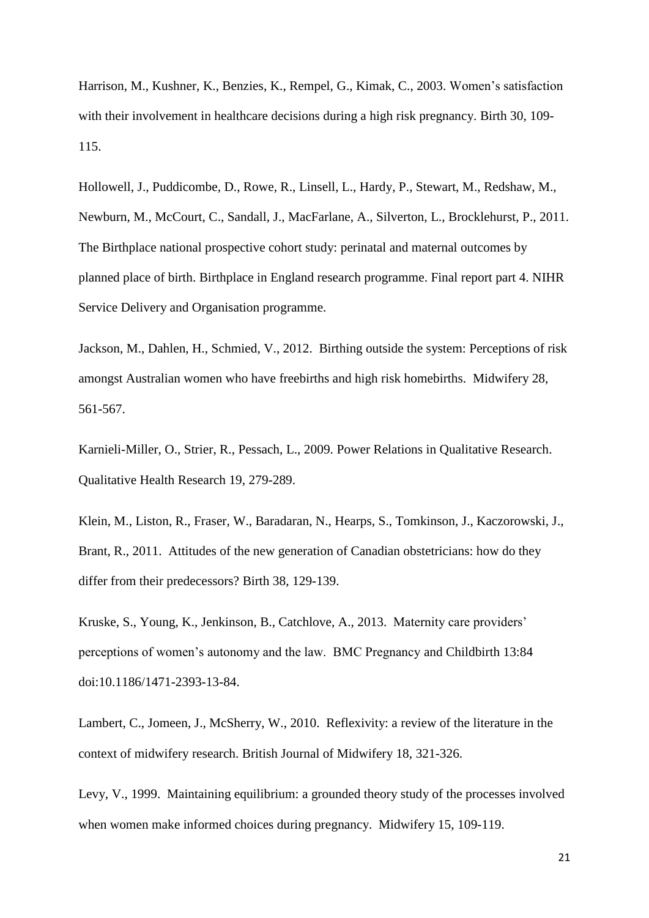Harrison, M., Kushner, K., Benzies, K., Rempel, G., Kimak, C., 2003. Women's satisfaction with their involvement in healthcare decisions during a high risk pregnancy. Birth 30, 109-115.

Hollowell, J., Puddicombe, D., Rowe, R., Linsell, L., Hardy, P., Stewart, M., Redshaw, M., Newburn, M., McCourt, C., Sandall, J., MacFarlane, A., Silverton, L., Brocklehurst, P., 2011. The Birthplace national prospective cohort study: perinatal and maternal outcomes by planned place of birth. Birthplace in England research programme. Final report part 4. NIHR Service Delivery and Organisation programme.

Jackson, M., Dahlen, H., Schmied, V., 2012. Birthing outside the system: Perceptions of risk amongst Australian women who have freebirths and high risk homebirths. Midwifery 28, 561-567.

Karnieli-Miller, O., Strier, R., Pessach, L., 2009. Power Relations in Qualitative Research. Qualitative Health Research 19, 279-289.

Klein, M., Liston, R., Fraser, W., Baradaran, N., Hearps, S., Tomkinson, J., Kaczorowski, J., Brant, R., 2011. Attitudes of the new generation of Canadian obstetricians: how do they differ from their predecessors? Birth 38, 129-139.

Kruske, S., Young, K., Jenkinson, B., Catchlove, A., 2013. Maternity care providers' perceptions of women's autonomy and the law. BMC Pregnancy and Childbirth 13:84 doi:10.1186/1471-2393-13-84.

Lambert, C., Jomeen, J., McSherry, W., 2010. Reflexivity: a review of the literature in the context of midwifery research. British Journal of Midwifery 18, 321-326.

Levy, V., 1999. Maintaining equilibrium: a grounded theory study of the processes involved when women make informed choices during pregnancy. Midwifery 15, 109-119.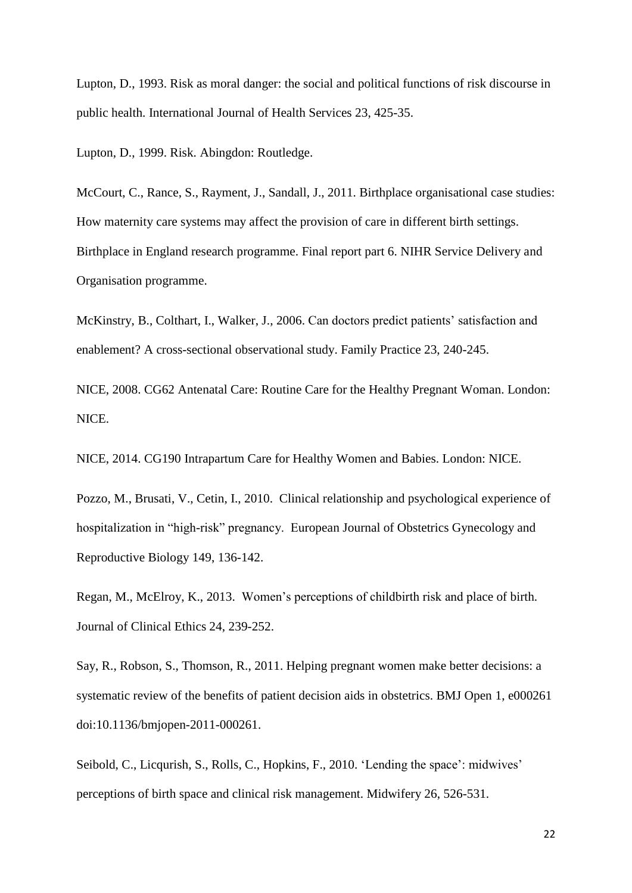Lupton, D., 1993. Risk as moral danger: the social and political functions of risk discourse in public health. International Journal of Health Services 23, 425-35.

Lupton, D., 1999. Risk. Abingdon: Routledge.

McCourt, C., Rance, S., Rayment, J., Sandall, J., 2011. Birthplace organisational case studies: How maternity care systems may affect the provision of care in different birth settings. Birthplace in England research programme. Final report part 6. NIHR Service Delivery and Organisation programme.

McKinstry, B., Colthart, I., Walker, J., 2006. Can doctors predict patients' satisfaction and enablement? A cross-sectional observational study. Family Practice 23, 240-245.

NICE, 2008. CG62 Antenatal Care: Routine Care for the Healthy Pregnant Woman. London: NICE.

NICE, 2014. CG190 Intrapartum Care for Healthy Women and Babies. London: NICE.

Pozzo, M., Brusati, V., Cetin, I., 2010. Clinical relationship and psychological experience of hospitalization in "high-risk" pregnancy. European Journal of Obstetrics Gynecology and Reproductive Biology 149, 136-142.

Regan, M., McElroy, K., 2013. Women's perceptions of childbirth risk and place of birth. Journal of Clinical Ethics 24, 239-252.

Say, R., Robson, S., Thomson, R., 2011. Helping pregnant women make better decisions: a systematic review of the benefits of patient decision aids in obstetrics. BMJ Open 1, e000261 doi:10.1136/bmjopen-2011-000261.

Seibold, C., Licqurish, S., Rolls, C., Hopkins, F., 2010. 'Lending the space': midwives' perceptions of birth space and clinical risk management. Midwifery 26, 526-531.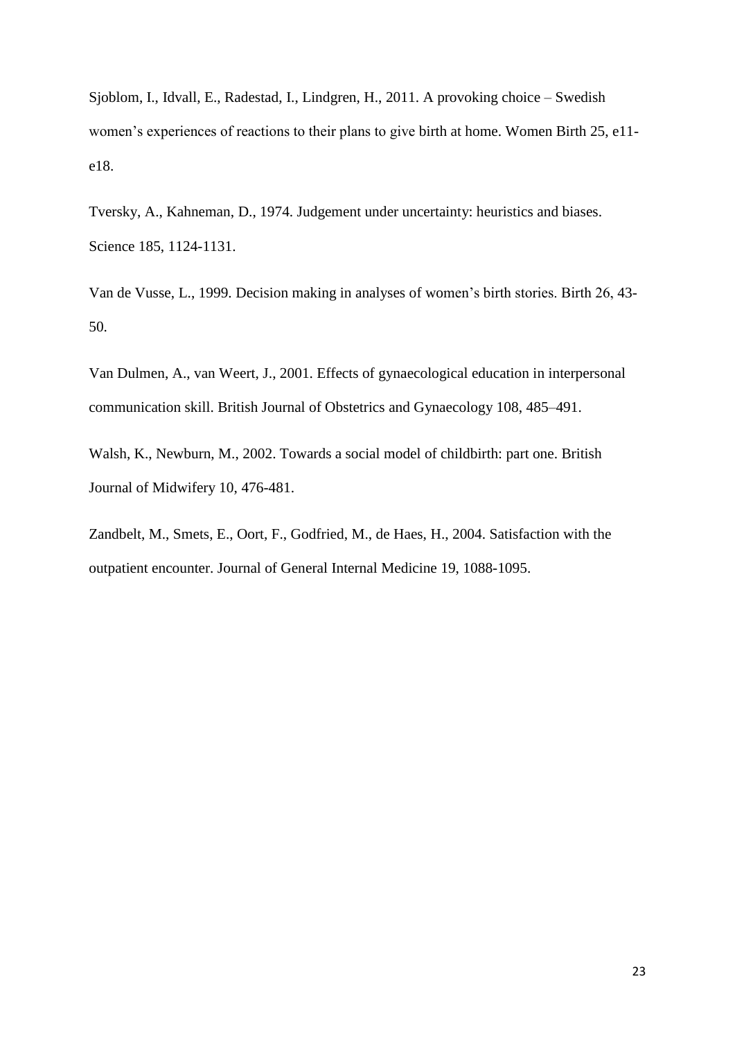Sjoblom, I., Idvall, E., Radestad, I., Lindgren, H., 2011. A provoking choice – Swedish women's experiences of reactions to their plans to give birth at home. Women Birth 25, e11-e18.

Tversky, A., Kahneman, D., 1974. Judgement under uncertainty: heuristics and biases. Science 185, 1124-1131.

Van de Vusse, L., 1999. Decision making in analyses of women's birth stories. Birth 26, 43-50.

Van Dulmen, A., van Weert, J., 2001. Effects of gynaecological education in interpersonal communication skill. British Journal of Obstetrics and Gynaecology 108, 485–491.

Walsh, K., Newburn, M., 2002. Towards a social model of childbirth: part one. British Journal of Midwifery 10, 476-481.

Zandbelt, M., Smets, E., Oort, F., Godfried, M., de Haes, H., 2004. Satisfaction with the outpatient encounter. Journal of General Internal Medicine 19, 1088-1095.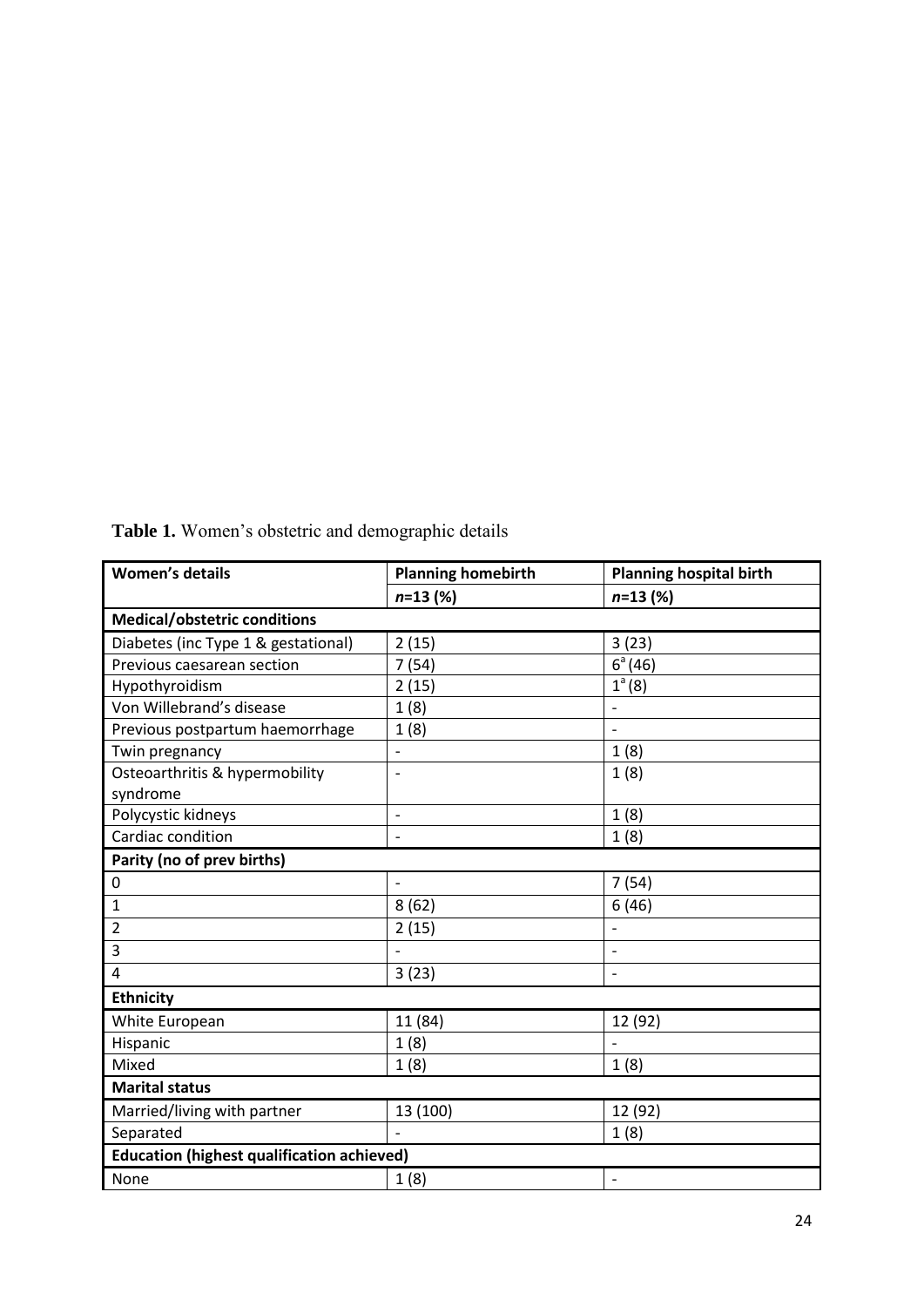**Table 1.** Women's obstetric and demographic details

| Women's details | Planning homebirth | Planning hospital birth |
|---|---|---|
| | *n*=13 (%) | *n*=13 (%) |
| **Medical/obstetric conditions** | | |
| Diabetes (inc Type 1 & gestational) | 2 (15) | 3 (23) |
| Previous caesarean section | 7 (54) | 6[a] (46) |
| Hypothyroidism | 2 (15) | 1[a] (8) |
| Von Willebrand's disease | 1 (8) | - |
| Previous postpartum haemorrhage | 1 (8) | - |
| Twin pregnancy | - | 1 (8) |
| Osteoarthritis & hypermobility syndrome | - | 1 (8) |
| Polycystic kidneys | - | 1 (8) |
| Cardiac condition | - | 1 (8) |
| **Parity (no of prev births)** | | |
| 0 | - | 7 (54) |
| 1 | 8 (62) | 6 (46) |
| 2 | 2 (15) | - |
| 3 | - | - |
| 4 | 3 (23) | - |
| **Ethnicity** | | |
| White European | 11 (84) | 12 (92) |
| Hispanic | 1 (8) | - |
| Mixed | 1 (8) | 1 (8) |
| **Marital status** | | |
| Married/living with partner | 13 (100) | 12 (92) |
| Separated | - | 1 (8) |
| **Education (highest qualification achieved)** | | |
| None | 1 (8) | - |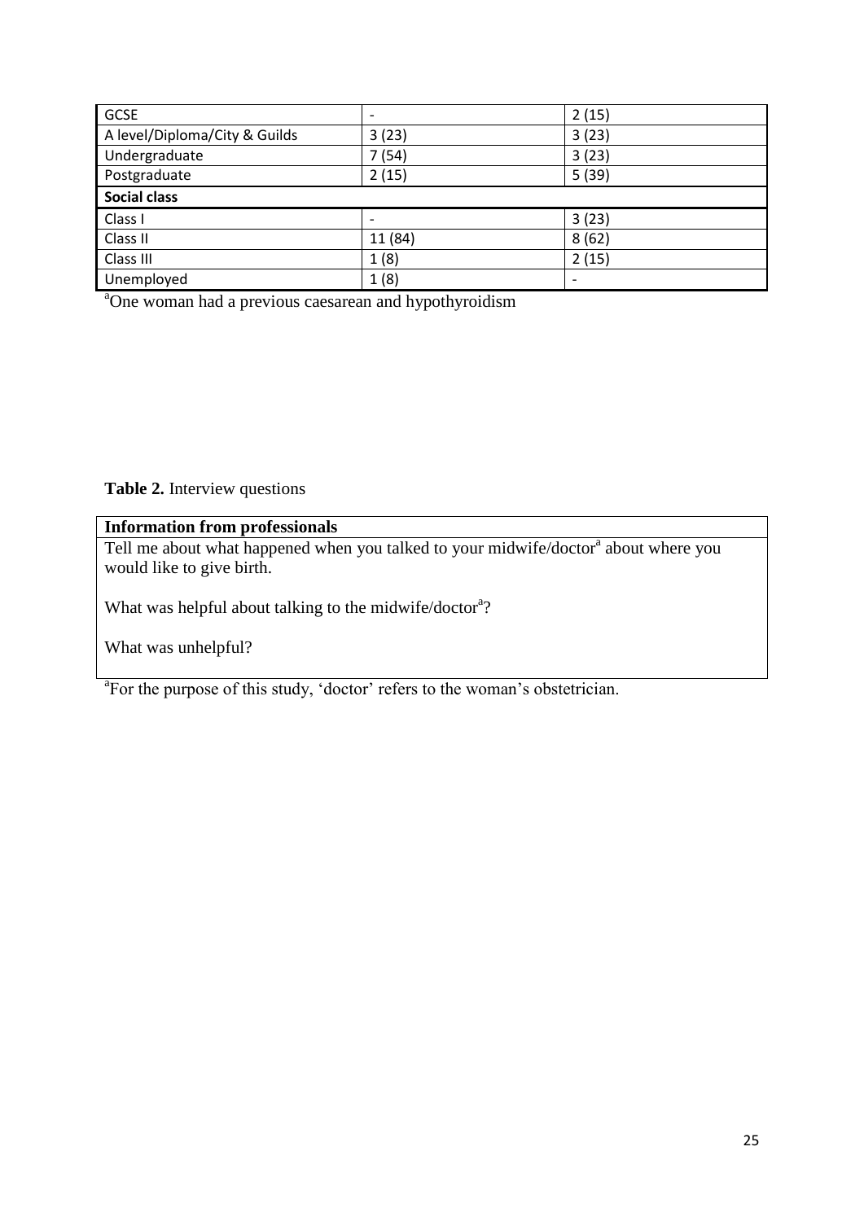| | | |
|---|---|---|
| GCSE | - | 2 (15) |
| A level/Diploma/City & Guilds | 3 (23) | 3 (23) |
| Undergraduate | 7 (54) | 3 (23) |
| Postgraduate | 2 (15) | 5 (39) |
| **Social class** | | |
| Class I | - | 3 (23) |
| Class II | 11 (84) | 8 (62) |
| Class III | 1 (8) | 2 (15) |
| Unemployed | 1 (8) | - |

[a]One woman had a previous caesarean and hypothyroidism

**Table 2.** Interview questions

| **Information from professionals** |
|---|
| Tell me about what happened when you talked to your midwife/doctor[a] about where you would like to give birth.<br><br>What was helpful about talking to the midwife/doctor[a]?<br><br>What was unhelpful? |

[a]For the purpose of this study, 'doctor' refers to the woman's obstetrician.